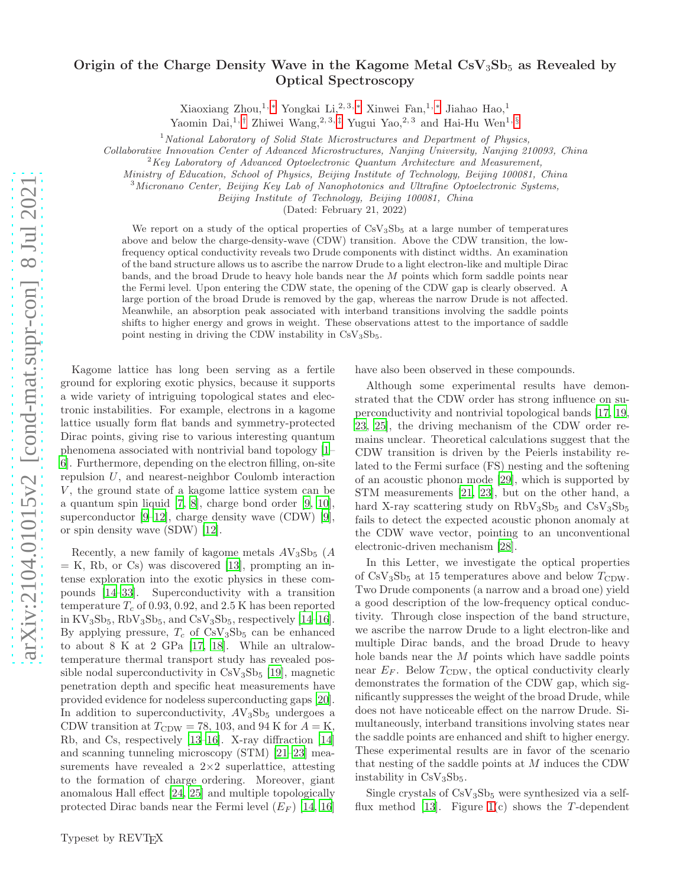# Origin of the Charge Density Wave in the Kagome Metal $CsV_3Sb_5$ as Revealed by Optical Spectroscopy

Xiaoxiang Zhou,[1,*] Yongkai Li,[2,3,*] Xinwei Fan,[1,*] Jiahao Hao,[1] Yaomin Dai,[1,†] Zhiwei Wang,[2,3,‡] Yugui Yao,[2,3] and Hai-Hu Wen[1,§]

[1] *National Laboratory of Solid State Microstructures and Department of Physics, Collaborative Innovation Center of Advanced Microstructures, Nanjing University, Nanjing 210093, China*

[2] *Key Laboratory of Advanced Optoelectronic Quantum Architecture and Measurement, Ministry of Education, School of Physics, Beijing Institute of Technology, Beijing 100081, China*

[3] *Micronano Center, Beijing Key Lab of Nanophotonics and Ultrafine Optoelectronic Systems, Beijing Institute of Technology, Beijing 100081, China*

(Dated: February 21, 2022)

We report on a study of the optical properties of $CsV_3Sb_5$ at a large number of temperatures above and below the charge-density-wave (CDW) transition. Above the CDW transition, the low-frequency optical conductivity reveals two Drude components with distinct widths. An examination of the band structure allows us to ascribe the narrow Drude to a light electron-like and multiple Dirac bands, and the broad Drude to heavy hole bands near the $M$ points which form saddle points near the Fermi level. Upon entering the CDW state, the opening of the CDW gap is clearly observed. A large portion of the broad Drude is removed by the gap, whereas the narrow Drude is not affected. Meanwhile, an absorption peak associated with interband transitions involving the saddle points shifts to higher energy and grows in weight. These observations attest to the importance of saddle point nesting in driving the CDW instability in $CsV_3Sb_5$.

Kagome lattice has long been serving as a fertile ground for exploring exotic physics, because it supports a wide variety of intriguing topological states and electronic instabilities. For example, electrons in a kagome lattice usually form flat bands and symmetry-protected Dirac points, giving rise to various interesting quantum phenomena associated with nontrivial band topology [1–6]. Furthermore, depending on the electron filling, on-site repulsion $U$, and nearest-neighbor Coulomb interaction $V$, the ground state of a kagome lattice system can be a quantum spin liquid [7, 8], charge bond order [9, 10], superconductor [9–12], charge density wave (CDW) [9], or spin density wave (SDW) [12].

Recently, a new family of kagome metals $AV_3Sb_5$ ($A$ = K, Rb, or Cs) was discovered [13], prompting an intense exploration into the exotic physics in these compounds [14–33]. Superconductivity with a transition temperature $T_c$ of 0.93, 0.92, and 2.5 K has been reported in $KV_3Sb_5$, $RbV_3Sb_5$, and $CsV_3Sb_5$, respectively [14–16]. By applying pressure, $T_c$ of $CsV_3Sb_5$ can be enhanced to about 8 K at 2 GPa [17, 18]. While an ultralow-temperature thermal transport study has revealed possible nodal superconductivity in $CsV_3Sb_5$ [19], magnetic penetration depth and specific heat measurements have provided evidence for nodeless superconducting gaps [20]. In addition to superconductivity, $AV_3Sb_5$ undergoes a CDW transition at $T_{\rm CDW}$ = 78, 103, and 94 K for $A$ = K, Rb, and Cs, respectively [13–16]. X-ray diffraction [14] and scanning tunneling microscopy (STM) [21–23] measurements have revealed a 2×2 superlattice, attesting to the formation of charge ordering. Moreover, giant anomalous Hall effect [24, 25] and multiple topologically protected Dirac bands near the Fermi level ($E_F$) [14, 16] have also been observed in these compounds.

Although some experimental results have demonstrated that the CDW order has strong influence on superconductivity and nontrivial topological bands [17, 19, 23, 25], the driving mechanism of the CDW order remains unclear. Theoretical calculations suggest that the CDW transition is driven by the Peierls instability related to the Fermi surface (FS) nesting and the softening of an acoustic phonon mode [29], which is supported by STM measurements [21, 23], but on the other hand, a hard X-ray scattering study on $RbV_3Sb_5$ and $CsV_3Sb_5$ fails to detect the expected acoustic phonon anomaly at the CDW wave vector, pointing to an unconventional electronic-driven mechanism [28].

In this Letter, we investigate the optical properties of $CsV_3Sb_5$ at 15 temperatures above and below $T_{\rm CDW}$. Two Drude components (a narrow and a broad one) yield a good description of the low-frequency optical conductivity. Through close inspection of the band structure, we ascribe the narrow Drude to a light electron-like and multiple Dirac bands, and the broad Drude to heavy hole bands near the $M$ points which have saddle points near $E_F$. Below $T_{\rm CDW}$, the optical conductivity clearly demonstrates the formation of the CDW gap, which significantly suppresses the weight of the broad Drude, while does not have noticeable effect on the narrow Drude. Simultaneously, interband transitions involving states near the saddle points are enhanced and shift to higher energy. These experimental results are in favor of the scenario that nesting of the saddle points at $M$ induces the CDW instability in $CsV_3Sb_5$.

Single crystals of $CsV_3Sb_5$ were synthesized via a self-flux method [13]. Figure 1(c) shows the $T$-dependent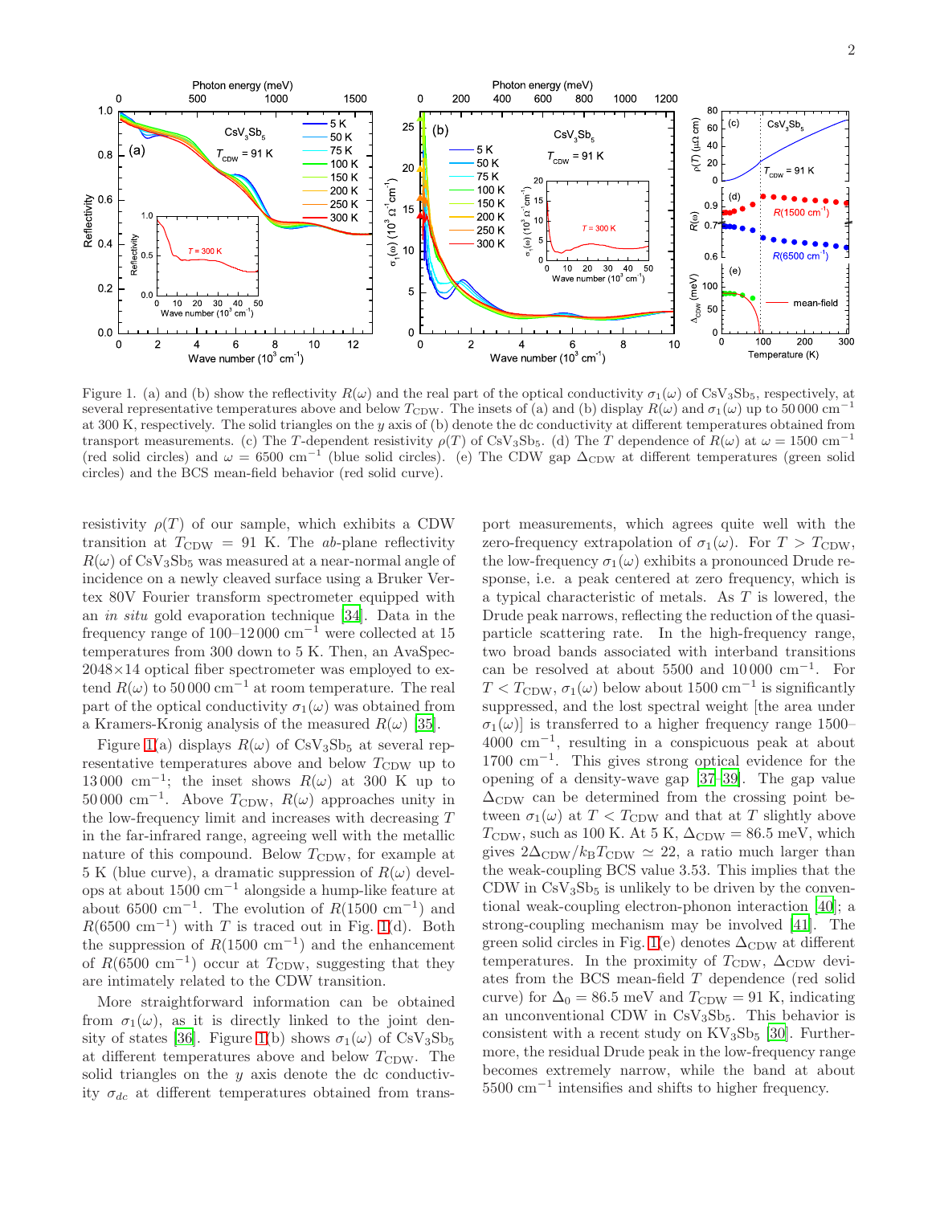Figure 1. (a) and (b) show the reflectivity $R(\omega)$ and the real part of the optical conductivity $\sigma_1(\omega)$ of $CsV_3Sb_5$, respectively, at several representative temperatures above and below $T_{CDW}$. The insets of (a) and (b) display $R(\omega)$ and $\sigma_1(\omega)$ up to 50 000 cm$^{-1}$ at 300 K, respectively. The solid triangles on the $y$ axis of (b) denote the dc conductivity at different temperatures obtained from transport measurements. (c) The $T$-dependent resistivity $\rho(T)$ of $CsV_3Sb_5$. (d) The $T$ dependence of $R(\omega)$ at $\omega = 1500$ cm$^{-1}$ (red solid circles) and $\omega = 6500$ cm$^{-1}$ (blue solid circles). (e) The CDW gap $\Delta_{CDW}$ at different temperatures (green solid circles) and the BCS mean-field behavior (red solid curve).

resistivity $\rho(T)$ of our sample, which exhibits a CDW transition at $T_{CDW} = 91$ K. The *ab*-plane reflectivity $R(\omega)$ of $CsV_3Sb_5$ was measured at a near-normal angle of incidence on a newly cleaved surface using a Bruker Vertex 80V Fourier transform spectrometer equipped with an *in situ* gold evaporation technique [34]. Data in the frequency range of 100–12 000 cm$^{-1}$ were collected at 15 temperatures from 300 down to 5 K. Then, an AvaSpec-2048×14 optical fiber spectrometer was employed to extend $R(\omega)$ to 50 000 cm$^{-1}$ at room temperature. The real part of the optical conductivity $\sigma_1(\omega)$ was obtained from a Kramers-Kronig analysis of the measured $R(\omega)$ [35].

Figure 1(a) displays $R(\omega)$ of $CsV_3Sb_5$ at several representative temperatures above and below $T_{CDW}$ up to 13 000 cm$^{-1}$; the inset shows $R(\omega)$ at 300 K up to 50 000 cm$^{-1}$. Above $T_{CDW}$, $R(\omega)$ approaches unity in the low-frequency limit and increases with decreasing $T$ in the far-infrared range, agreeing well with the metallic nature of this compound. Below $T_{CDW}$, for example at 5 K (blue curve), a dramatic suppression of $R(\omega)$ develops at about 1500 cm$^{-1}$ alongside a hump-like feature at about 6500 cm$^{-1}$. The evolution of $R(1500$ cm$^{-1})$ and $R(6500$ cm$^{-1})$ with $T$ is traced out in Fig. 1(d). Both the suppression of $R(1500$ cm$^{-1})$ and the enhancement of $R(6500$ cm$^{-1})$ occur at $T_{CDW}$, suggesting that they are intimately related to the CDW transition.

More straightforward information can be obtained from $\sigma_1(\omega)$, as it is directly linked to the joint density of states [36]. Figure 1(b) shows $\sigma_1(\omega)$ of $CsV_3Sb_5$ at different temperatures above and below $T_{CDW}$. The solid triangles on the $y$ axis denote the dc conductivity $\sigma_{dc}$ at different temperatures obtained from transport measurements, which agrees quite well with the zero-frequency extrapolation of $\sigma_1(\omega)$. For $T > T_{CDW}$, the low-frequency $\sigma_1(\omega)$ exhibits a pronounced Drude response, i.e. a peak centered at zero frequency, which is a typical characteristic of metals. As $T$ is lowered, the Drude peak narrows, reflecting the reduction of the quasiparticle scattering rate. In the high-frequency range, two broad bands associated with interband transitions can be resolved at about 5500 and 10 000 cm$^{-1}$. For $T < T_{CDW}$, $\sigma_1(\omega)$ below about 1500 cm$^{-1}$ is significantly suppressed, and the lost spectral weight [the area under $\sigma_1(\omega)$] is transferred to a higher frequency range 1500–4000 cm$^{-1}$, resulting in a conspicuous peak at about 1700 cm$^{-1}$. This gives strong optical evidence for the opening of a density-wave gap [37–39]. The gap value $\Delta_{CDW}$ can be determined from the crossing point between $\sigma_1(\omega)$ at $T < T_{CDW}$ and that at $T$ slightly above $T_{CDW}$, such as 100 K. At 5 K, $\Delta_{CDW} = 86.5$ meV, which gives $2\Delta_{CDW}/k_BT_{CDW} \simeq 22$, a ratio much larger than the weak-coupling BCS value 3.53. This implies that the CDW in $CsV_3Sb_5$ is unlikely to be driven by the conventional weak-coupling electron-phonon interaction [40]; a strong-coupling mechanism may be involved [41]. The green solid circles in Fig. 1(e) denotes $\Delta_{CDW}$ at different temperatures. In the proximity of $T_{CDW}$, $\Delta_{CDW}$ deviates from the BCS mean-field $T$ dependence (red solid curve) for $\Delta_0 = 86.5$ meV and $T_{CDW} = 91$ K, indicating an unconventional CDW in $CsV_3Sb_5$. This behavior is consistent with a recent study on $KV_3Sb_5$ [30]. Furthermore, the residual Drude peak in the low-frequency range becomes extremely narrow, while the band at about 5500 cm$^{-1}$ intensifies and shifts to higher frequency.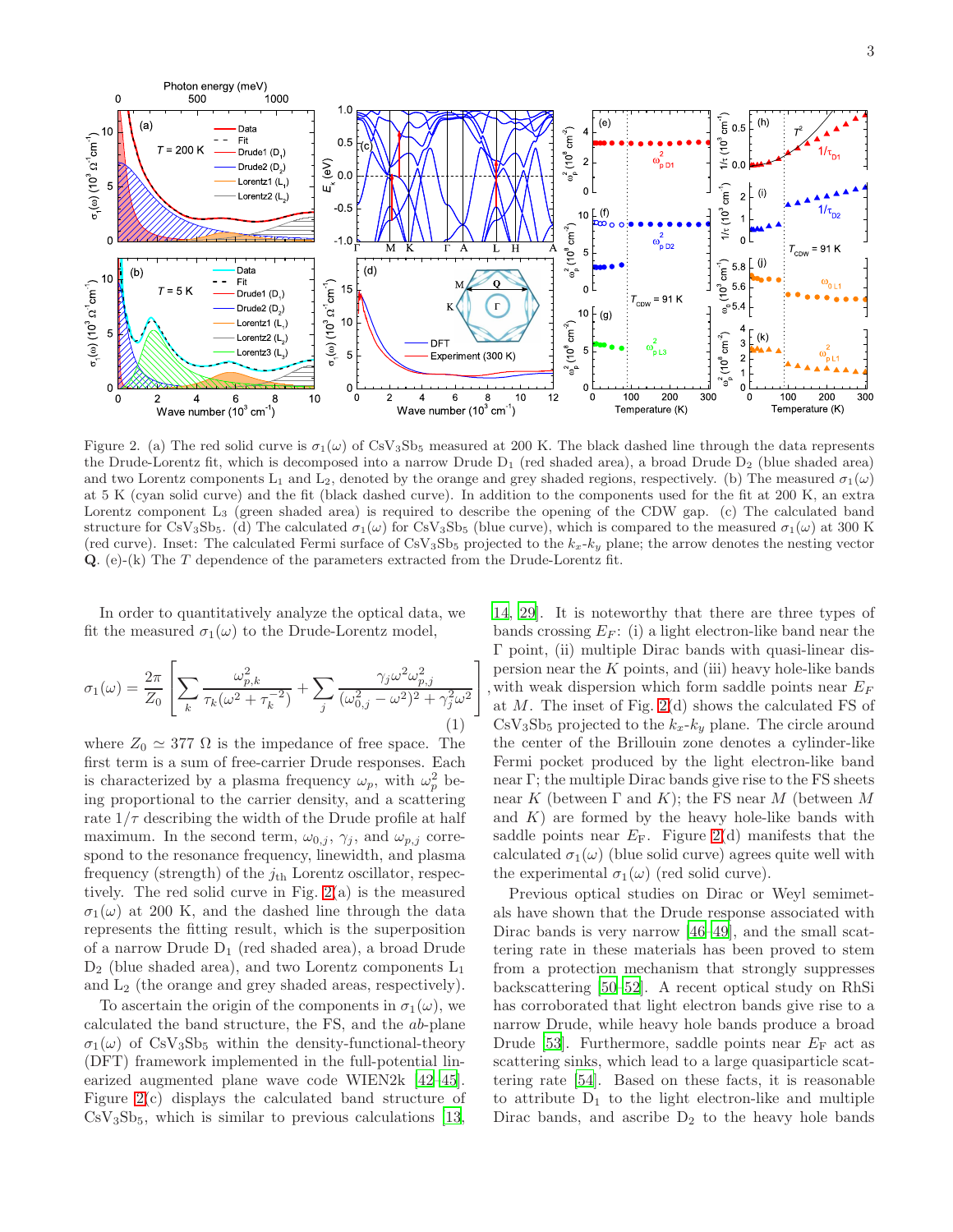Figure 2. (a) The red solid curve is $\sigma_1(\omega)$ of $CsV_3Sb_5$ measured at 200 K. The black dashed line through the data represents the Drude-Lorentz fit, which is decomposed into a narrow Drude $D_1$ (red shaded area), a broad Drude $D_2$ (blue shaded area) and two Lorentz components $L_1$ and $L_2$, denoted by the orange and grey shaded regions, respectively. (b) The measured $\sigma_1(\omega)$ at 5 K (cyan solid curve) and the fit (black dashed curve). In addition to the components used for the fit at 200 K, an extra Lorentz component $L_3$ (green shaded area) is required to describe the opening of the CDW gap. (c) The calculated band structure for $CsV_3Sb_5$. (d) The calculated $\sigma_1(\omega)$ for $CsV_3Sb_5$ (blue curve), which is compared to the measured $\sigma_1(\omega)$ at 300 K (red curve). Inset: The calculated Fermi surface of $CsV_3Sb_5$ projected to the $k_x$-$k_y$ plane; the arrow denotes the nesting vector **Q**. (e)-(k) The $T$ dependence of the parameters extracted from the Drude-Lorentz fit.

In order to quantitatively analyze the optical data, we fit the measured $\sigma_1(\omega)$ to the Drude-Lorentz model,

$$\sigma_1(\omega) = \frac{2\pi}{Z_0}\left[\sum_k \frac{\omega_{p,k}^2}{\tau_k(\omega^2+\tau_k^{-2})} + \sum_j \frac{\gamma_j\omega^2\omega_{p,j}^2}{(\omega_{0,j}^2-\omega^2)^2+\gamma_j^2\omega^2}\right], \tag{1}$$

where $Z_0 \simeq 377\ \Omega$ is the impedance of free space. The first term is a sum of free-carrier Drude responses. Each is characterized by a plasma frequency $\omega_p$, with $\omega_p^2$ being proportional to the carrier density, and a scattering rate $1/\tau$ describing the width of the Drude profile at half maximum. In the second term, $\omega_{0,j}$, $\gamma_j$, and $\omega_{p,j}$ correspond to the resonance frequency, linewidth, and plasma frequency (strength) of the $j_{\text{th}}$ Lorentz oscillator, respectively. The red solid curve in Fig. 2(a) is the measured $\sigma_1(\omega)$ at 200 K, and the dashed line through the data represents the fitting result, which is the superposition of a narrow Drude $D_1$ (red shaded area), a broad Drude $D_2$ (blue shaded area), and two Lorentz components $L_1$ and $L_2$ (the orange and grey shaded areas, respectively).

To ascertain the origin of the components in $\sigma_1(\omega)$, we calculated the band structure, the FS, and the *ab*-plane $\sigma_1(\omega)$ of $CsV_3Sb_5$ within the density-functional-theory (DFT) framework implemented in the full-potential linearized augmented plane wave code WIEN2k [42–45]. Figure 2(c) displays the calculated band structure of $CsV_3Sb_5$, which is similar to previous calculations [13, 14, 29]. It is noteworthy that there are three types of bands crossing $E_F$: (i) a light electron-like band near the $\Gamma$ point, (ii) multiple Dirac bands with quasi-linear dispersion near the $K$ points, and (iii) heavy hole-like bands with weak dispersion which form saddle points near $E_F$ at $M$. The inset of Fig. 2(d) shows the calculated FS of $CsV_3Sb_5$ projected to the $k_x$-$k_y$ plane. The circle around the center of the Brillouin zone denotes a cylinder-like Fermi pocket produced by the light electron-like band near $\Gamma$; the multiple Dirac bands give rise to the FS sheets near $K$ (between $\Gamma$ and $K$); the FS near $M$ (between $M$ and $K$) are formed by the heavy hole-like bands with saddle points near $E_F$. Figure 2(d) manifests that the calculated $\sigma_1(\omega)$ (blue solid curve) agrees quite well with the experimental $\sigma_1(\omega)$ (red solid curve).

Previous optical studies on Dirac or Weyl semimetals have shown that the Drude response associated with Dirac bands is very narrow [46–49], and the small scattering rate in these materials has been proved to stem from a protection mechanism that strongly suppresses backscattering [50–52]. A recent optical study on RhSi has corroborated that light electron bands give rise to a narrow Drude, while heavy hole bands produce a broad Drude [53]. Furthermore, saddle points near $E_F$ act as scattering sinks, which lead to a large quasiparticle scattering rate [54]. Based on these facts, it is reasonable to attribute $D_1$ to the light electron-like and multiple Dirac bands, and ascribe $D_2$ to the heavy hole bands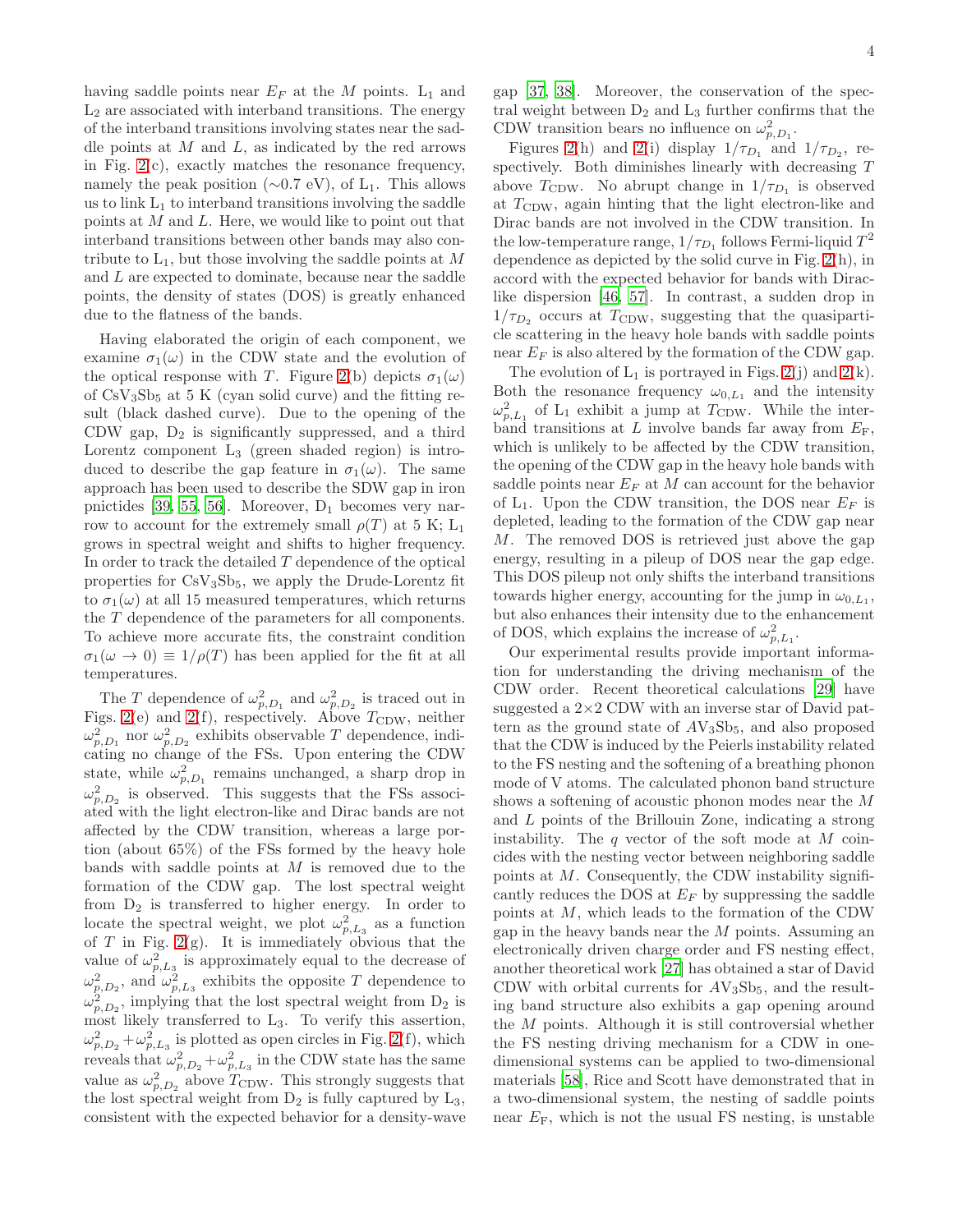having saddle points near $E_F$ at the $M$ points. $L_1$ and $L_2$ are associated with interband transitions. The energy of the interband transitions involving states near the saddle points at $M$ and $L$, as indicated by the red arrows in Fig. 2(c), exactly matches the resonance frequency, namely the peak position (∼0.7 eV), of $L_1$. This allows us to link $L_1$ to interband transitions involving the saddle points at $M$ and $L$. Here, we would like to point out that interband transitions between other bands may also contribute to $L_1$, but those involving the saddle points at $M$ and $L$ are expected to dominate, because near the saddle points, the density of states (DOS) is greatly enhanced due to the flatness of the bands.

Having elaborated the origin of each component, we examine $\sigma_1(\omega)$ in the CDW state and the evolution of the optical response with $T$. Figure 2(b) depicts $\sigma_1(\omega)$ of $CsV_3Sb_5$ at 5 K (cyan solid curve) and the fitting result (black dashed curve). Due to the opening of the CDW gap, $D_2$ is significantly suppressed, and a third Lorentz component $L_3$ (green shaded region) is introduced to describe the gap feature in $\sigma_1(\omega)$. The same approach has been used to describe the SDW gap in iron pnictides [39, 55, 56]. Moreover, $D_1$ becomes very narrow to account for the extremely small $\rho(T)$ at 5 K; $L_1$ grows in spectral weight and shifts to higher frequency. In order to track the detailed $T$ dependence of the optical properties for $CsV_3Sb_5$, we apply the Drude-Lorentz fit to $\sigma_1(\omega)$ at all 15 measured temperatures, which returns the $T$ dependence of the parameters for all components. To achieve more accurate fits, the constraint condition $\sigma_1(\omega \to 0) \equiv 1/\rho(T)$ has been applied for the fit at all temperatures.

The $T$ dependence of $\omega^2_{p,D_1}$ and $\omega^2_{p,D_2}$ is traced out in Figs. 2(e) and 2(f), respectively. Above $T_{\text{CDW}}$, neither $\omega^2_{p,D_1}$ nor $\omega^2_{p,D_2}$ exhibits observable $T$ dependence, indicating no change of the FSs. Upon entering the CDW state, while $\omega^2_{p,D_1}$ remains unchanged, a sharp drop in $\omega^2_{p,D_2}$ is observed. This suggests that the FSs associated with the light electron-like and Dirac bands are not affected by the CDW transition, whereas a large portion (about 65%) of the FSs formed by the heavy hole bands with saddle points at $M$ is removed due to the formation of the CDW gap. The lost spectral weight from $D_2$ is transferred to higher energy. In order to locate the spectral weight, we plot $\omega^2_{p,L_3}$ as a function of $T$ in Fig. 2(g). It is immediately obvious that the value of $\omega^2_{p,L_3}$ is approximately equal to the decrease of $\omega^2_{p,D_2}$, and $\omega^2_{p,L_3}$ exhibits the opposite $T$ dependence to $\omega^2_{p,D_2}$, implying that the lost spectral weight from $D_2$ is most likely transferred to $L_3$. To verify this assertion, $\omega^2_{p,D_2}+\omega^2_{p,L_3}$ is plotted as open circles in Fig. 2(f), which reveals that $\omega^2_{p,D_2}+\omega^2_{p,L_3}$ in the CDW state has the same value as $\omega^2_{p,D_2}$ above $T_{\text{CDW}}$. This strongly suggests that the lost spectral weight from $D_2$ is fully captured by $L_3$, consistent with the expected behavior for a density-wave gap [37, 38]. Moreover, the conservation of the spectral weight between $D_2$ and $L_3$ further confirms that the CDW transition bears no influence on $\omega^2_{p,D_1}$.

Figures 2(h) and 2(i) display $1/\tau_{D_1}$ and $1/\tau_{D_2}$, respectively. Both diminishes linearly with decreasing $T$ above $T_{\text{CDW}}$. No abrupt change in $1/\tau_{D_1}$ is observed at $T_{\text{CDW}}$, again hinting that the light electron-like and Dirac bands are not involved in the CDW transition. In the low-temperature range, $1/\tau_{D_1}$ follows Fermi-liquid $T^2$ dependence as depicted by the solid curve in Fig. 2(h), in accord with the expected behavior for bands with Dirac-like dispersion [46, 57]. In contrast, a sudden drop in $1/\tau_{D_2}$ occurs at $T_{\text{CDW}}$, suggesting that the quasiparticle scattering in the heavy hole bands with saddle points near $E_F$ is also altered by the formation of the CDW gap.

The evolution of $L_1$ is portrayed in Figs. 2(j) and 2(k). Both the resonance frequency $\omega_{0,L_1}$ and the intensity $\omega^2_{p,L_1}$ of $L_1$ exhibit a jump at $T_{\text{CDW}}$. While the interband transitions at $L$ involve bands far away from $E_{\text{F}}$, which is unlikely to be affected by the CDW transition, the opening of the CDW gap in the heavy hole bands with saddle points near $E_F$ at $M$ can account for the behavior of $L_1$. Upon the CDW transition, the DOS near $E_F$ is depleted, leading to the formation of the CDW gap near $M$. The removed DOS is retrieved just above the gap energy, resulting in a pileup of DOS near the gap edge. This DOS pileup not only shifts the interband transitions towards higher energy, accounting for the jump in $\omega_{0,L_1}$, but also enhances their intensity due to the enhancement of DOS, which explains the increase of $\omega^2_{p,L_1}$.

Our experimental results provide important information for understanding the driving mechanism of the CDW order. Recent theoretical calculations [29] have suggested a 2×2 CDW with an inverse star of David pattern as the ground state of $AV_3Sb_5$, and also proposed that the CDW is induced by the Peierls instability related to the FS nesting and the softening of a breathing phonon mode of V atoms. The calculated phonon band structure shows a softening of acoustic phonon modes near the $M$ and $L$ points of the Brillouin Zone, indicating a strong instability. The $q$ vector of the soft mode at $M$ coincides with the nesting vector between neighboring saddle points at $M$. Consequently, the CDW instability significantly reduces the DOS at $E_F$ by suppressing the saddle points at $M$, which leads to the formation of the CDW gap in the heavy bands near the $M$ points. Assuming an electronically driven charge order and FS nesting effect, another theoretical work [27] has obtained a star of David CDW with orbital currents for $AV_3Sb_5$, and the resulting band structure also exhibits a gap opening around the $M$ points. Although it is still controversial whether the FS nesting driving mechanism for a CDW in one-dimensional systems can be applied to two-dimensional materials [58], Rice and Scott have demonstrated that in a two-dimensional system, the nesting of saddle points near $E_{\text{F}}$, which is not the usual FS nesting, is unstable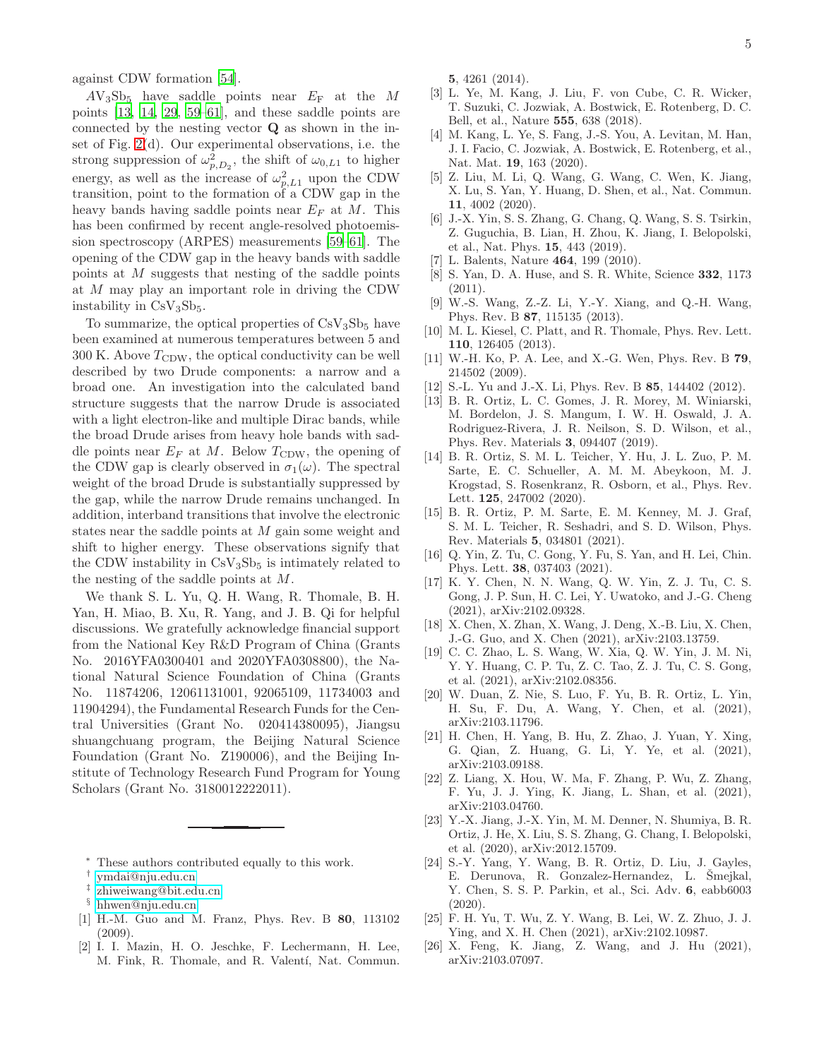against CDW formation [54].

$AV_3Sb_5$ have saddle points near $E_F$ at the $M$ points [13, 14, 29, 59–61], and these saddle points are connected by the nesting vector $\mathbf{Q}$ as shown in the inset of Fig. 2(d). Our experimental observations, i.e. the strong suppression of $\omega^2_{p,D_2}$, the shift of $\omega_{0,L1}$ to higher energy, as well as the increase of $\omega^2_{p,L1}$ upon the CDW transition, point to the formation of a CDW gap in the heavy bands having saddle points near $E_F$ at $M$. This has been confirmed by recent angle-resolved photoemission spectroscopy (ARPES) measurements [59–61]. The opening of the CDW gap in the heavy bands with saddle points at $M$ suggests that nesting of the saddle points at $M$ may play an important role in driving the CDW instability in $CsV_3Sb_5$.

To summarize, the optical properties of $CsV_3Sb_5$ have been examined at numerous temperatures between 5 and 300 K. Above $T_{CDW}$, the optical conductivity can be well described by two Drude components: a narrow and a broad one. An investigation into the calculated band structure suggests that the narrow Drude is associated with a light electron-like and multiple Dirac bands, while the broad Drude arises from heavy hole bands with saddle points near $E_F$ at $M$. Below $T_{CDW}$, the opening of the CDW gap is clearly observed in $\sigma_1(\omega)$. The spectral weight of the broad Drude is substantially suppressed by the gap, while the narrow Drude remains unchanged. In addition, interband transitions that involve the electronic states near the saddle points at $M$ gain some weight and shift to higher energy. These observations signify that the CDW instability in $CsV_3Sb_5$ is intimately related to the nesting of the saddle points at $M$.

We thank S. L. Yu, Q. H. Wang, R. Thomale, B. H. Yan, H. Miao, B. Xu, R. Yang, and J. B. Qi for helpful discussions. We gratefully acknowledge financial support from the National Key R&D Program of China (Grants No. 2016YFA0300401 and 2020YFA0308800), the National Natural Science Foundation of China (Grants No. 11874206, 12061131001, 92065109, 11734003 and 11904294), the Fundamental Research Funds for the Central Universities (Grant No. 020414380095), Jiangsu shuangchuang program, the Beijing Natural Science Foundation (Grant No. Z190006), and the Beijing Institute of Technology Research Fund Program for Young Scholars (Grant No. 3180012222011).

---

[*] These authors contributed equally to this work.
[†] ymdai@nju.edu.cn
[‡] zhiweiwang@bit.edu.cn
[§] hhwen@nju.edu.cn

[1] H.-M. Guo and M. Franz, Phys. Rev. B **80**, 113102 (2009).
[2] I. I. Mazin, H. O. Jeschke, F. Lechermann, H. Lee, M. Fink, R. Thomale, and R. Valentí, Nat. Commun. **5**, 4261 (2014).
[3] L. Ye, M. Kang, J. Liu, F. von Cube, C. R. Wicker, T. Suzuki, C. Jozwiak, A. Bostwick, E. Rotenberg, D. C. Bell, et al., Nature **555**, 638 (2018).
[4] M. Kang, L. Ye, S. Fang, J.-S. You, A. Levitan, M. Han, J. I. Facio, C. Jozwiak, A. Bostwick, E. Rotenberg, et al., Nat. Mat. **19**, 163 (2020).
[5] Z. Liu, M. Li, Q. Wang, G. Wang, C. Wen, K. Jiang, X. Lu, S. Yan, Y. Huang, D. Shen, et al., Nat. Commun. **11**, 4002 (2020).
[6] J.-X. Yin, S. S. Zhang, G. Chang, Q. Wang, S. S. Tsirkin, Z. Guguchia, B. Lian, H. Zhou, K. Jiang, I. Belopolski, et al., Nat. Phys. **15**, 443 (2019).
[7] L. Balents, Nature **464**, 199 (2010).
[8] S. Yan, D. A. Huse, and S. R. White, Science **332**, 1173 (2011).
[9] W.-S. Wang, Z.-Z. Li, Y.-Y. Xiang, and Q.-H. Wang, Phys. Rev. B **87**, 115135 (2013).
[10] M. L. Kiesel, C. Platt, and R. Thomale, Phys. Rev. Lett. **110**, 126405 (2013).
[11] W.-H. Ko, P. A. Lee, and X.-G. Wen, Phys. Rev. B **79**, 214502 (2009).
[12] S.-L. Yu and J.-X. Li, Phys. Rev. B **85**, 144402 (2012).
[13] B. R. Ortiz, L. C. Gomes, J. R. Morey, M. Winiarski, M. Bordelon, J. S. Mangum, I. W. H. Oswald, J. A. Rodriguez-Rivera, J. R. Neilson, S. D. Wilson, et al., Phys. Rev. Materials **3**, 094407 (2019).
[14] B. R. Ortiz, S. M. L. Teicher, Y. Hu, J. L. Zuo, P. M. Sarte, E. C. Schueller, A. M. M. Abeykoon, M. J. Krogstad, S. Rosenkranz, R. Osborn, et al., Phys. Rev. Lett. **125**, 247002 (2020).
[15] B. R. Ortiz, P. M. Sarte, E. M. Kenney, M. J. Graf, S. M. L. Teicher, R. Seshadri, and S. D. Wilson, Phys. Rev. Materials **5**, 034801 (2021).
[16] Q. Yin, Z. Tu, C. Gong, Y. Fu, S. Yan, and H. Lei, Chin. Phys. Lett. **38**, 037403 (2021).
[17] K. Y. Chen, N. N. Wang, Q. W. Yin, Z. J. Tu, C. S. Gong, J. P. Sun, H. C. Lei, Y. Uwatoko, and J.-G. Cheng (2021), arXiv:2102.09328.
[18] X. Chen, X. Zhan, X. Wang, J. Deng, X.-B. Liu, X. Chen, J.-G. Guo, and X. Chen (2021), arXiv:2103.13759.
[19] C. C. Zhao, L. S. Wang, W. Xia, Q. W. Yin, J. M. Ni, Y. Y. Huang, C. P. Tu, Z. C. Tao, Z. J. Tu, C. S. Gong, et al. (2021), arXiv:2102.08356.
[20] W. Duan, Z. Nie, S. Luo, F. Yu, B. R. Ortiz, L. Yin, H. Su, F. Du, A. Wang, Y. Chen, et al. (2021), arXiv:2103.11796.
[21] H. Chen, H. Yang, B. Hu, Z. Zhao, J. Yuan, Y. Xing, G. Qian, Z. Huang, G. Li, Y. Ye, et al. (2021), arXiv:2103.09188.
[22] Z. Liang, X. Hou, W. Ma, F. Zhang, P. Wu, Z. Zhang, F. Yu, J. J. Ying, K. Jiang, L. Shan, et al. (2021), arXiv:2103.04760.
[23] Y.-X. Jiang, J.-X. Yin, M. M. Denner, N. Shumiya, B. R. Ortiz, J. He, X. Liu, S. S. Zhang, G. Chang, I. Belopolski, et al. (2020), arXiv:2012.15709.
[24] S.-Y. Yang, Y. Wang, B. R. Ortiz, D. Liu, J. Gayles, E. Derunova, R. Gonzalez-Hernandez, L. Šmejkal, Y. Chen, S. S. P. Parkin, et al., Sci. Adv. **6**, eabb6003 (2020).
[25] F. H. Yu, T. Wu, Z. Y. Wang, B. Lei, W. Z. Zhuo, J. J. Ying, and X. H. Chen (2021), arXiv:2102.10987.
[26] X. Feng, K. Jiang, Z. Wang, and J. Hu (2021), arXiv:2103.07097.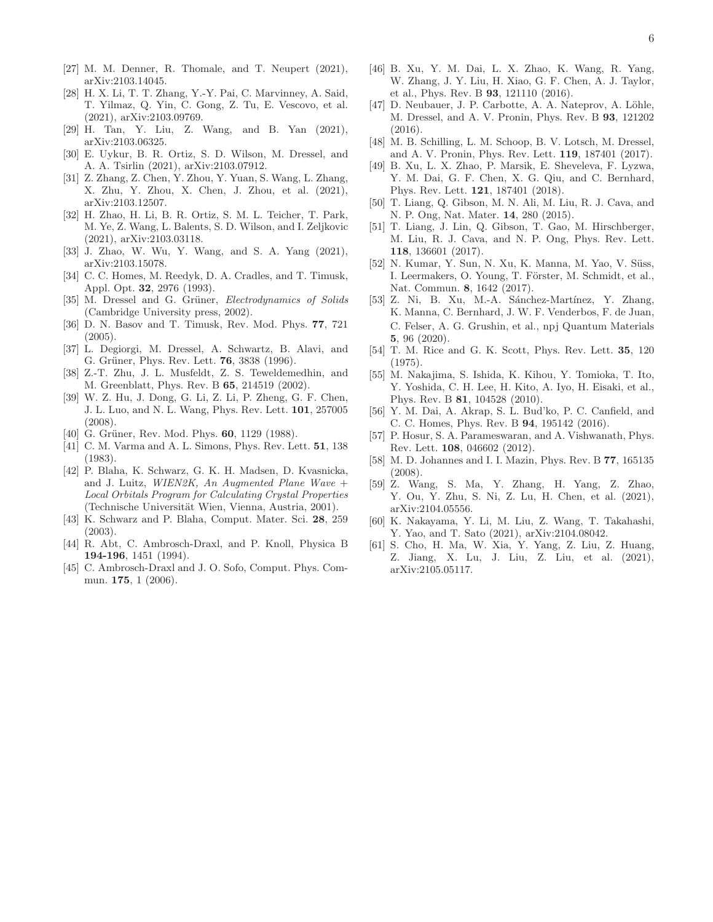[27] M. M. Denner, R. Thomale, and T. Neupert (2021), arXiv:2103.14045.

[28] H. X. Li, T. T. Zhang, Y.-Y. Pai, C. Marvinney, A. Said, T. Yilmaz, Q. Yin, C. Gong, Z. Tu, E. Vescovo, et al. (2021), arXiv:2103.09769.

[29] H. Tan, Y. Liu, Z. Wang, and B. Yan (2021), arXiv:2103.06325.

[30] E. Uykur, B. R. Ortiz, S. D. Wilson, M. Dressel, and A. A. Tsirlin (2021), arXiv:2103.07912.

[31] Z. Zhang, Z. Chen, Y. Zhou, Y. Yuan, S. Wang, L. Zhang, X. Zhu, Y. Zhou, X. Chen, J. Zhou, et al. (2021), arXiv:2103.12507.

[32] H. Zhao, H. Li, B. R. Ortiz, S. M. L. Teicher, T. Park, M. Ye, Z. Wang, L. Balents, S. D. Wilson, and I. Zeljkovic (2021), arXiv:2103.03118.

[33] J. Zhao, W. Wu, Y. Wang, and S. A. Yang (2021), arXiv:2103.15078.

[34] C. C. Homes, M. Reedyk, D. A. Cradles, and T. Timusk, Appl. Opt. **32**, 2976 (1993).

[35] M. Dressel and G. Grüner, *Electrodynamics of Solids* (Cambridge University press, 2002).

[36] D. N. Basov and T. Timusk, Rev. Mod. Phys. **77**, 721 (2005).

[37] L. Degiorgi, M. Dressel, A. Schwartz, B. Alavi, and G. Grüner, Phys. Rev. Lett. **76**, 3838 (1996).

[38] Z.-T. Zhu, J. L. Musfeldt, Z. S. Teweldemedhin, and M. Greenblatt, Phys. Rev. B **65**, 214519 (2002).

[39] W. Z. Hu, J. Dong, G. Li, Z. Li, P. Zheng, G. F. Chen, J. L. Luo, and N. L. Wang, Phys. Rev. Lett. **101**, 257005 (2008).

[40] G. Grüner, Rev. Mod. Phys. **60**, 1129 (1988).

[41] C. M. Varma and A. L. Simons, Phys. Rev. Lett. **51**, 138 (1983).

[42] P. Blaha, K. Schwarz, G. K. H. Madsen, D. Kvasnicka, and J. Luitz, *WIEN2K, An Augmented Plane Wave + Local Orbitals Program for Calculating Crystal Properties* (Technische Universität Wien, Vienna, Austria, 2001).

[43] K. Schwarz and P. Blaha, Comput. Mater. Sci. **28**, 259 (2003).

[44] R. Abt, C. Ambrosch-Draxl, and P. Knoll, Physica B **194-196**, 1451 (1994).

[45] C. Ambrosch-Draxl and J. O. Sofo, Comput. Phys. Commun. **175**, 1 (2006).

[46] B. Xu, Y. M. Dai, L. X. Zhao, K. Wang, R. Yang, W. Zhang, J. Y. Liu, H. Xiao, G. F. Chen, A. J. Taylor, et al., Phys. Rev. B **93**, 121110 (2016).

[47] D. Neubauer, J. P. Carbotte, A. A. Nateprov, A. Löhle, M. Dressel, and A. V. Pronin, Phys. Rev. B **93**, 121202 (2016).

[48] M. B. Schilling, L. M. Schoop, B. V. Lotsch, M. Dressel, and A. V. Pronin, Phys. Rev. Lett. **119**, 187401 (2017).

[49] B. Xu, L. X. Zhao, P. Marsik, E. Sheveleva, F. Lyzwa, Y. M. Dai, G. F. Chen, X. G. Qiu, and C. Bernhard, Phys. Rev. Lett. **121**, 187401 (2018).

[50] T. Liang, Q. Gibson, M. N. Ali, M. Liu, R. J. Cava, and N. P. Ong, Nat. Mater. **14**, 280 (2015).

[51] T. Liang, J. Lin, Q. Gibson, T. Gao, M. Hirschberger, M. Liu, R. J. Cava, and N. P. Ong, Phys. Rev. Lett. **118**, 136601 (2017).

[52] N. Kumar, Y. Sun, N. Xu, K. Manna, M. Yao, V. Süss, I. Leermakers, O. Young, T. Förster, M. Schmidt, et al., Nat. Commun. **8**, 1642 (2017).

[53] Z. Ni, B. Xu, M.-A. Sánchez-Martínez, Y. Zhang, K. Manna, C. Bernhard, J. W. F. Venderbos, F. de Juan, C. Felser, A. G. Grushin, et al., npj Quantum Materials **5**, 96 (2020).

[54] T. M. Rice and G. K. Scott, Phys. Rev. Lett. **35**, 120 (1975).

[55] M. Nakajima, S. Ishida, K. Kihou, Y. Tomioka, T. Ito, Y. Yoshida, C. H. Lee, H. Kito, A. Iyo, H. Eisaki, et al., Phys. Rev. B **81**, 104528 (2010).

[56] Y. M. Dai, A. Akrap, S. L. Bud'ko, P. C. Canfield, and C. C. Homes, Phys. Rev. B **94**, 195142 (2016).

[57] P. Hosur, S. A. Parameswaran, and A. Vishwanath, Phys. Rev. Lett. **108**, 046602 (2012).

[58] M. D. Johannes and I. I. Mazin, Phys. Rev. B **77**, 165135 (2008).

[59] Z. Wang, S. Ma, Y. Zhang, H. Yang, Z. Zhao, Y. Ou, Y. Zhu, S. Ni, Z. Lu, H. Chen, et al. (2021), arXiv:2104.05556.

[60] K. Nakayama, Y. Li, M. Liu, Z. Wang, T. Takahashi, Y. Yao, and T. Sato (2021), arXiv:2104.08042.

[61] S. Cho, H. Ma, W. Xia, Y. Yang, Z. Liu, Z. Huang, Z. Jiang, X. Lu, J. Liu, Z. Liu, et al. (2021), arXiv:2105.05117.